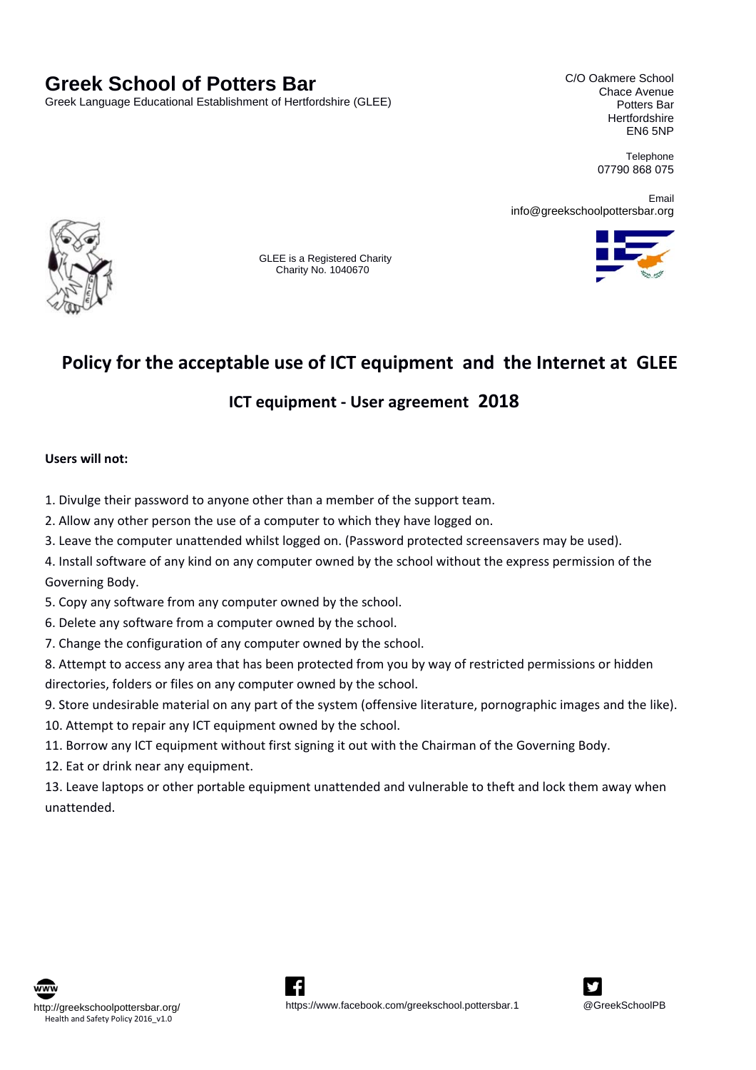# Greek School of Potters Bar

Greek Language Educational Establishment of Hertfordshire (GLEE)

C/O Oakmere School
Chace Avenue
Potters Bar
Hertfordshire
EN6 5NP

Telephone
07790 868 075

Email
info@greekschoolpottersbar.org

GLEE is a Registered Charity
Charity No. 1040670

## Policy for the acceptable use of ICT equipment and the Internet at GLEE

### ICT equipment - User agreement 2018

**Users will not:**

1. Divulge their password to anyone other than a member of the support team.
2. Allow any other person the use of a computer to which they have logged on.
3. Leave the computer unattended whilst logged on. (Password protected screensavers may be used).
4. Install software of any kind on any computer owned by the school without the express permission of the Governing Body.
5. Copy any software from any computer owned by the school.
6. Delete any software from a computer owned by the school.
7. Change the configuration of any computer owned by the school.
8. Attempt to access any area that has been protected from you by way of restricted permissions or hidden directories, folders or files on any computer owned by the school.
9. Store undesirable material on any part of the system (offensive literature, pornographic images and the like).
10. Attempt to repair any ICT equipment owned by the school.
11. Borrow any ICT equipment without first signing it out with the Chairman of the Governing Body.
12. Eat or drink near any equipment.
13. Leave laptops or other portable equipment unattended and vulnerable to theft and lock them away when unattended.

http://greekschoolpottersbar.org/
Health and Safety Policy 2016_v1.0

https://www.facebook.com/greekschool.pottersbar.1

@GreekSchoolPB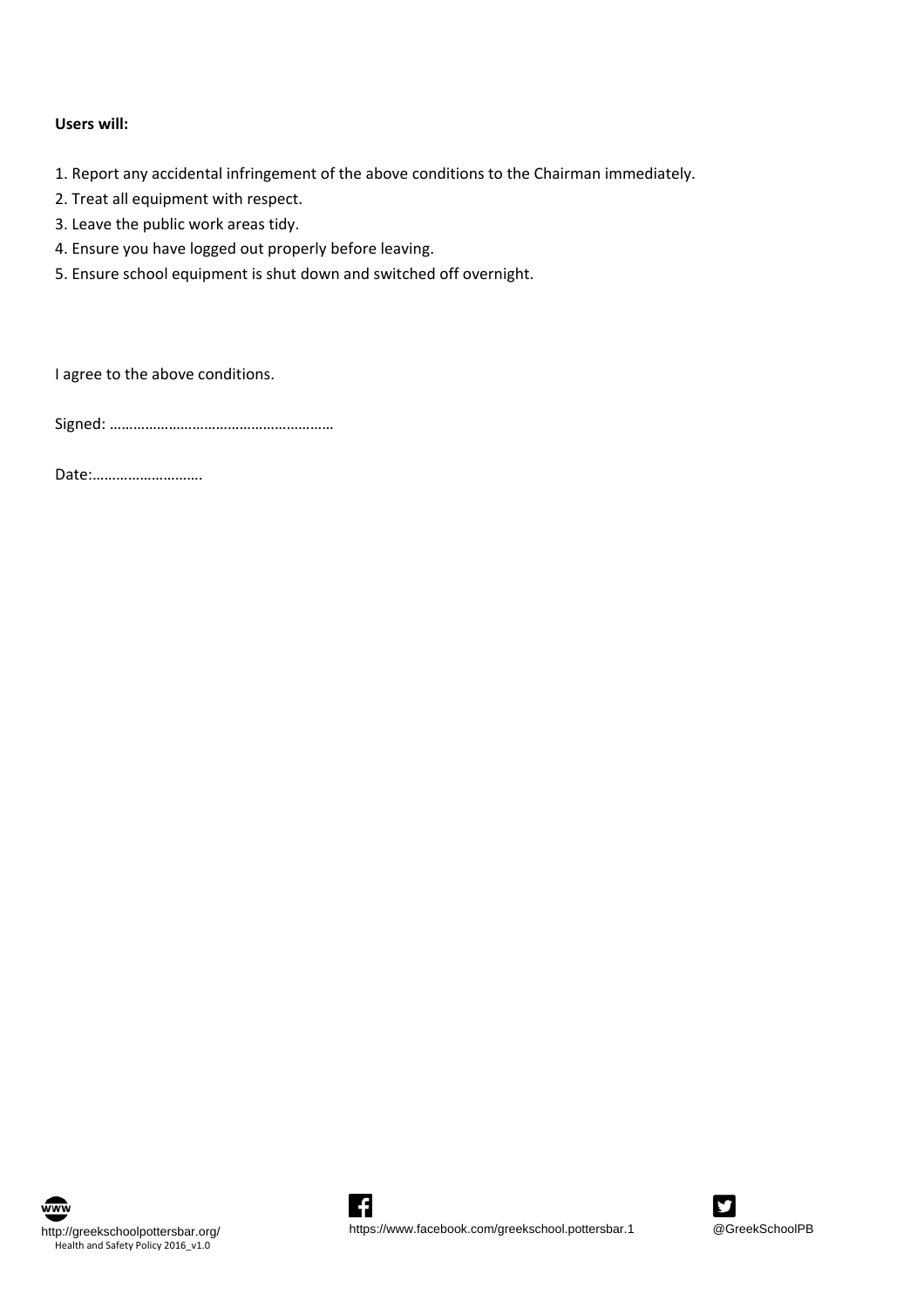**Users will:**

1. Report any accidental infringement of the above conditions to the Chairman immediately.
2. Treat all equipment with respect.
3. Leave the public work areas tidy.
4. Ensure you have logged out properly before leaving.
5. Ensure school equipment is shut down and switched off overnight.

I agree to the above conditions.

Signed: ………………………………………………

Date:……………………….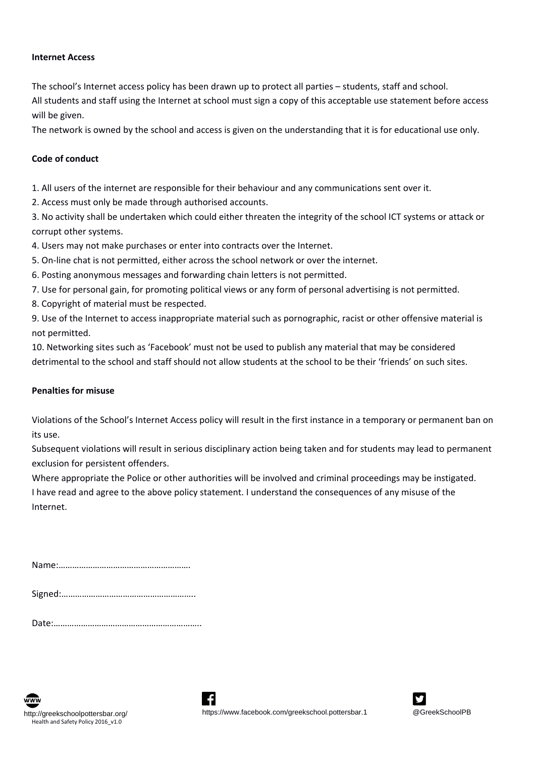**Internet Access**

The school's Internet access policy has been drawn up to protect all parties – students, staff and school.
All students and staff using the Internet at school must sign a copy of this acceptable use statement before access will be given.
The network is owned by the school and access is given on the understanding that it is for educational use only.

**Code of conduct**

1. All users of the internet are responsible for their behaviour and any communications sent over it.
2. Access must only be made through authorised accounts.
3. No activity shall be undertaken which could either threaten the integrity of the school ICT systems or attack or corrupt other systems.
4. Users may not make purchases or enter into contracts over the Internet.
5. On-line chat is not permitted, either across the school network or over the internet.
6. Posting anonymous messages and forwarding chain letters is not permitted.
7. Use for personal gain, for promoting political views or any form of personal advertising is not permitted.
8. Copyright of material must be respected.
9. Use of the Internet to access inappropriate material such as pornographic, racist or other offensive material is not permitted.
10. Networking sites such as 'Facebook' must not be used to publish any material that may be considered detrimental to the school and staff should not allow students at the school to be their 'friends' on such sites.

**Penalties for misuse**

Violations of the School's Internet Access policy will result in the first instance in a temporary or permanent ban on its use.
Subsequent violations will result in serious disciplinary action being taken and for students may lead to permanent exclusion for persistent offenders.
Where appropriate the Police or other authorities will be involved and criminal proceedings may be instigated.
I have read and agree to the above policy statement. I understand the consequences of any misuse of the Internet.

Name:………………………………………………….

Signed:…………………………………………………..

Date:………………………………………………………..